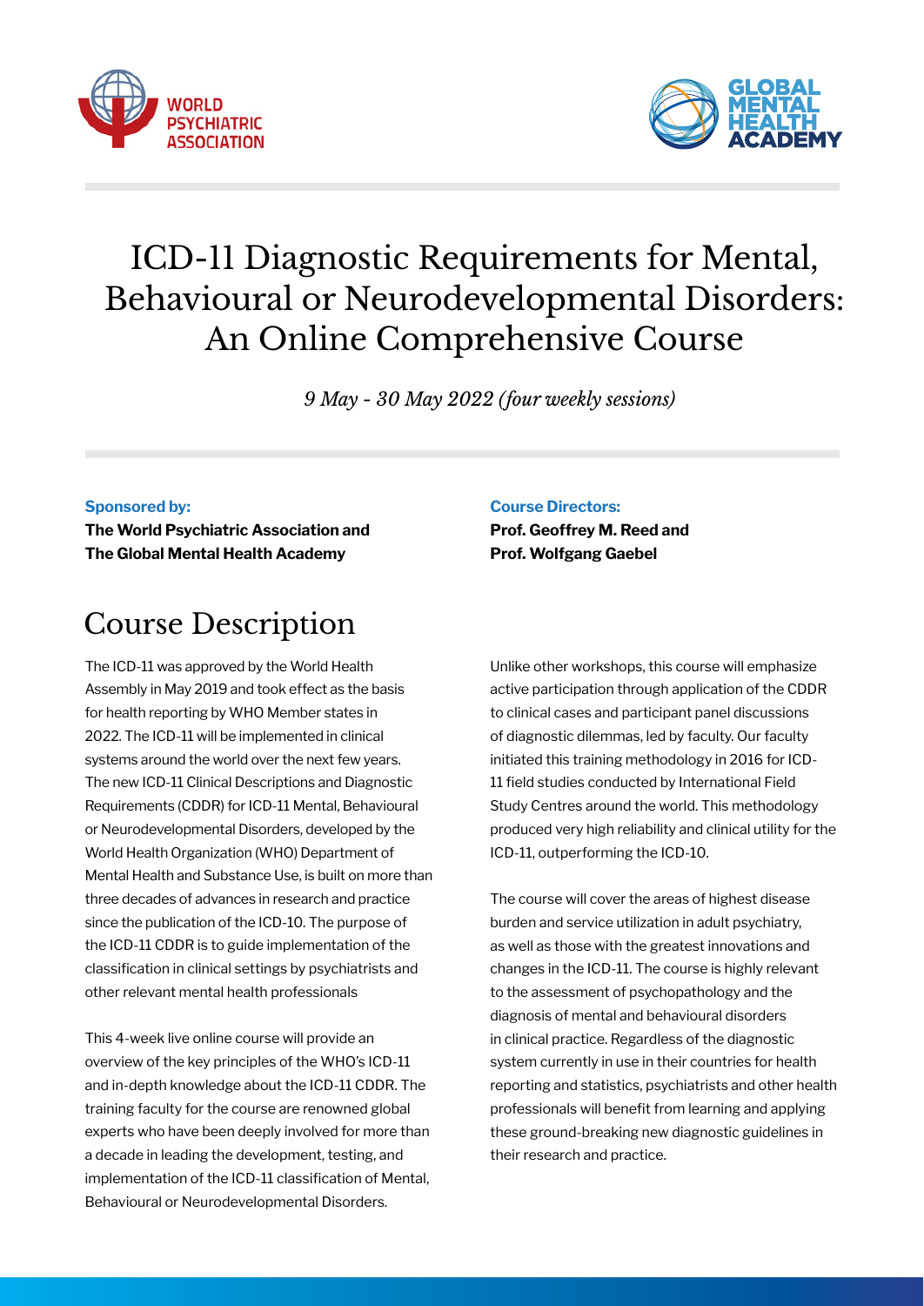# ICD-11 Diagnostic Requirements for Mental, Behavioural or Neurodevelopmental Disorders: An Online Comprehensive Course

*9 May - 30 May 2022 (four weekly sessions)*

**Sponsored by:**
**The World Psychiatric Association and The Global Mental Health Academy**

**Course Directors:**
**Prof. Geoffrey M. Reed and Prof. Wolfgang Gaebel**

## Course Description

The ICD-11 was approved by the World Health Assembly in May 2019 and took effect as the basis for health reporting by WHO Member states in 2022. The ICD-11 will be implemented in clinical systems around the world over the next few years. The new ICD-11 Clinical Descriptions and Diagnostic Requirements (CDDR) for ICD-11 Mental, Behavioural or Neurodevelopmental Disorders, developed by the World Health Organization (WHO) Department of Mental Health and Substance Use, is built on more than three decades of advances in research and practice since the publication of the ICD-10. The purpose of the ICD-11 CDDR is to guide implementation of the classification in clinical settings by psychiatrists and other relevant mental health professionals

This 4-week live online course will provide an overview of the key principles of the WHO's ICD-11 and in-depth knowledge about the ICD-11 CDDR. The training faculty for the course are renowned global experts who have been deeply involved for more than a decade in leading the development, testing, and implementation of the ICD-11 classification of Mental, Behavioural or Neurodevelopmental Disorders.

Unlike other workshops, this course will emphasize active participation through application of the CDDR to clinical cases and participant panel discussions of diagnostic dilemmas, led by faculty. Our faculty initiated this training methodology in 2016 for ICD-11 field studies conducted by International Field Study Centres around the world. This methodology produced very high reliability and clinical utility for the ICD-11, outperforming the ICD-10.

The course will cover the areas of highest disease burden and service utilization in adult psychiatry, as well as those with the greatest innovations and changes in the ICD-11. The course is highly relevant to the assessment of psychopathology and the diagnosis of mental and behavioural disorders in clinical practice. Regardless of the diagnostic system currently in use in their countries for health reporting and statistics, psychiatrists and other health professionals will benefit from learning and applying these ground-breaking new diagnostic guidelines in their research and practice.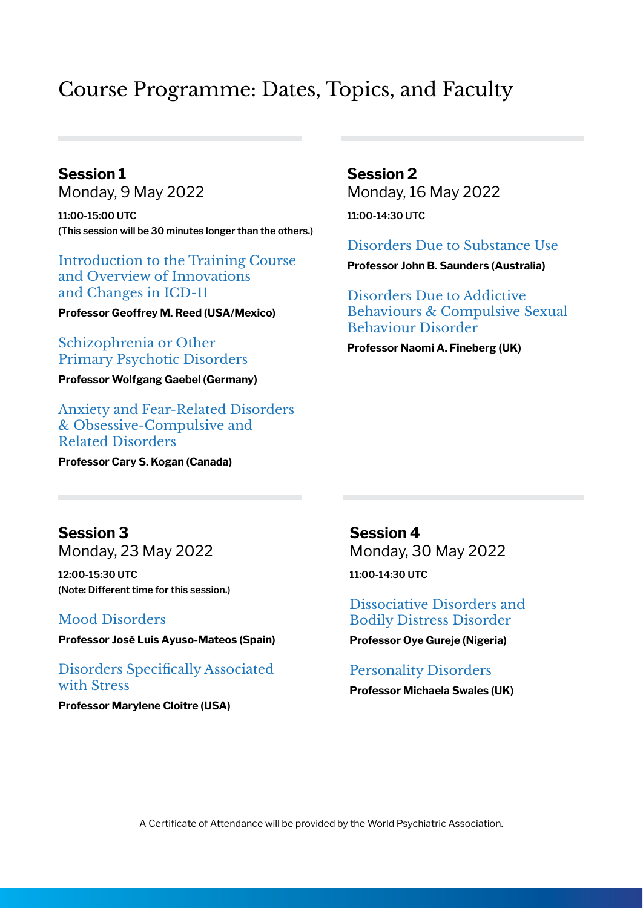# Course Programme: Dates, Topics, and Faculty

## Session 1

Monday, 9 May 2022

**11:00-15:00 UTC**
**(This session will be 30 minutes longer than the others.)**

### Introduction to the Training Course and Overview of Innovations and Changes in ICD-11

**Professor Geoffrey M. Reed (USA/Mexico)**

### Schizophrenia or Other Primary Psychotic Disorders

**Professor Wolfgang Gaebel (Germany)**

### Anxiety and Fear-Related Disorders & Obsessive-Compulsive and Related Disorders

**Professor Cary S. Kogan (Canada)**

## Session 2

Monday, 16 May 2022

**11:00-14:30 UTC**

### Disorders Due to Substance Use

**Professor John B. Saunders (Australia)**

### Disorders Due to Addictive Behaviours & Compulsive Sexual Behaviour Disorder

**Professor Naomi A. Fineberg (UK)**

## Session 3

Monday, 23 May 2022

**12:00-15:30 UTC**
**(Note: Different time for this session.)**

### Mood Disorders

**Professor José Luis Ayuso-Mateos (Spain)**

### Disorders Specifically Associated with Stress

**Professor Marylene Cloitre (USA)**

## Session 4

Monday, 30 May 2022

**11:00-14:30 UTC**

### Dissociative Disorders and Bodily Distress Disorder

**Professor Oye Gureje (Nigeria)**

### Personality Disorders

**Professor Michaela Swales (UK)**

A Certificate of Attendance will be provided by the World Psychiatric Association.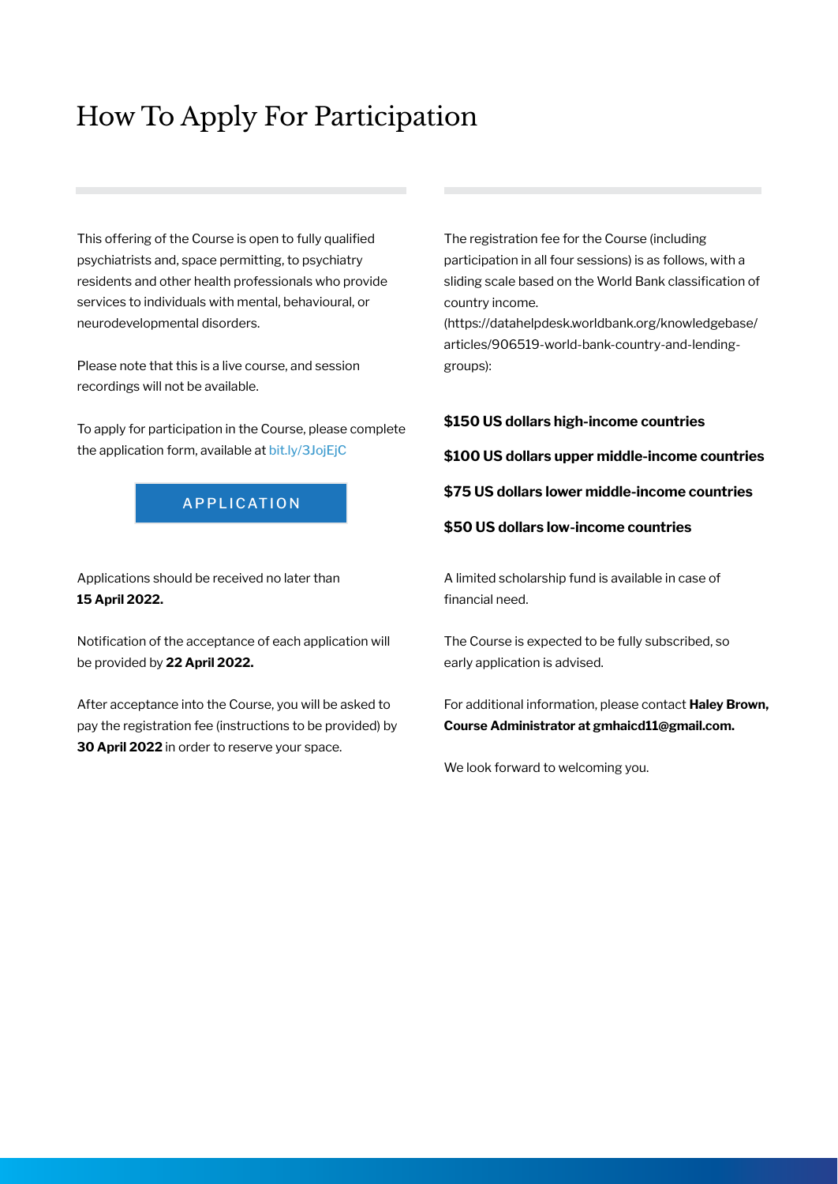# How To Apply For Participation

This offering of the Course is open to fully qualified psychiatrists and, space permitting, to psychiatry residents and other health professionals who provide services to individuals with mental, behavioural, or neurodevelopmental disorders.

Please note that this is a live course, and session recordings will not be available.

To apply for participation in the Course, please complete the application form, available at bit.ly/3JojEjC

APPLICATION

Applications should be received no later than **15 April 2022.**

Notification of the acceptance of each application will be provided by **22 April 2022.**

After acceptance into the Course, you will be asked to pay the registration fee (instructions to be provided) by **30 April 2022** in order to reserve your space.

The registration fee for the Course (including participation in all four sessions) is as follows, with a sliding scale based on the World Bank classification of country income. (https://datahelpdesk.worldbank.org/knowledgebase/articles/906519-world-bank-country-and-lending-groups):

**$150 US dollars high-income countries**

**$100 US dollars upper middle-income countries**

**$75 US dollars lower middle-income countries**

**$50 US dollars low-income countries**

A limited scholarship fund is available in case of financial need.

The Course is expected to be fully subscribed, so early application is advised.

For additional information, please contact **Haley Brown, Course Administrator at gmhaicd11@gmail.com.**

We look forward to welcoming you.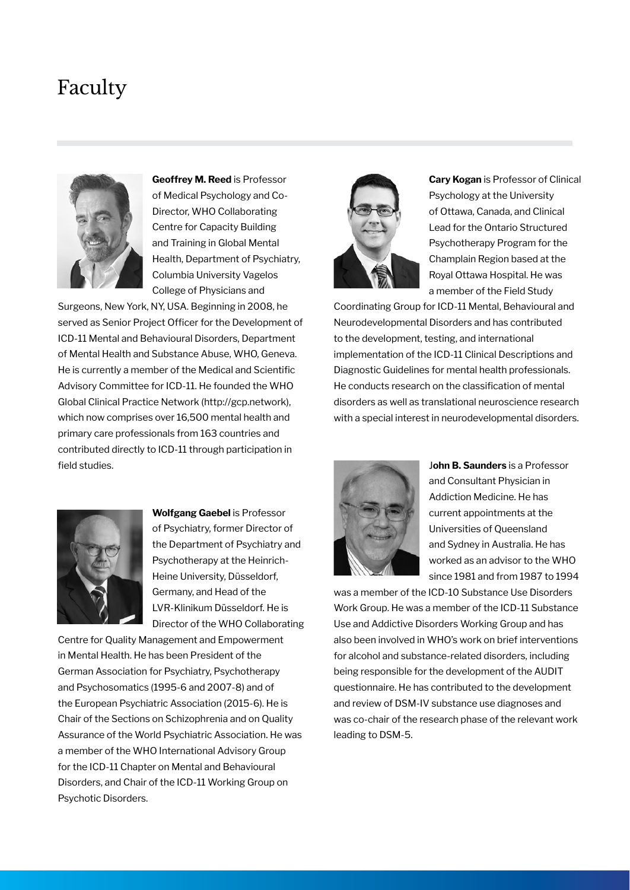# Faculty

**Geoffrey M. Reed** is Professor of Medical Psychology and Co-Director, WHO Collaborating Centre for Capacity Building and Training in Global Mental Health, Department of Psychiatry, Columbia University Vagelos College of Physicians and Surgeons, New York, NY, USA. Beginning in 2008, he served as Senior Project Officer for the Development of ICD-11 Mental and Behavioural Disorders, Department of Mental Health and Substance Abuse, WHO, Geneva. He is currently a member of the Medical and Scientific Advisory Committee for ICD-11. He founded the WHO Global Clinical Practice Network (http://gcp.network), which now comprises over 16,500 mental health and primary care professionals from 163 countries and contributed directly to ICD-11 through participation in field studies.

**Wolfgang Gaebel** is Professor of Psychiatry, former Director of the Department of Psychiatry and Psychotherapy at the Heinrich-Heine University, Düsseldorf, Germany, and Head of the LVR-Klinikum Düsseldorf. He is Director of the WHO Collaborating Centre for Quality Management and Empowerment in Mental Health. He has been President of the German Association for Psychiatry, Psychotherapy and Psychosomatics (1995-6 and 2007-8) and of the European Psychiatric Association (2015-6). He is Chair of the Sections on Schizophrenia and on Quality Assurance of the World Psychiatric Association. He was a member of the WHO International Advisory Group for the ICD-11 Chapter on Mental and Behavioural Disorders, and Chair of the ICD-11 Working Group on Psychotic Disorders.

**Cary Kogan** is Professor of Clinical Psychology at the University of Ottawa, Canada, and Clinical Lead for the Ontario Structured Psychotherapy Program for the Champlain Region based at the Royal Ottawa Hospital. He was a member of the Field Study Coordinating Group for ICD-11 Mental, Behavioural and Neurodevelopmental Disorders and has contributed to the development, testing, and international implementation of the ICD-11 Clinical Descriptions and Diagnostic Guidelines for mental health professionals. He conducts research on the classification of mental disorders as well as translational neuroscience research with a special interest in neurodevelopmental disorders.

**John B. Saunders** is a Professor and Consultant Physician in Addiction Medicine. He has current appointments at the Universities of Queensland and Sydney in Australia. He has worked as an advisor to the WHO since 1981 and from 1987 to 1994 was a member of the ICD-10 Substance Use Disorders Work Group. He was a member of the ICD-11 Substance Use and Addictive Disorders Working Group and has also been involved in WHO's work on brief interventions for alcohol and substance-related disorders, including being responsible for the development of the AUDIT questionnaire. He has contributed to the development and review of DSM-IV substance use diagnoses and was co-chair of the research phase of the relevant work leading to DSM-5.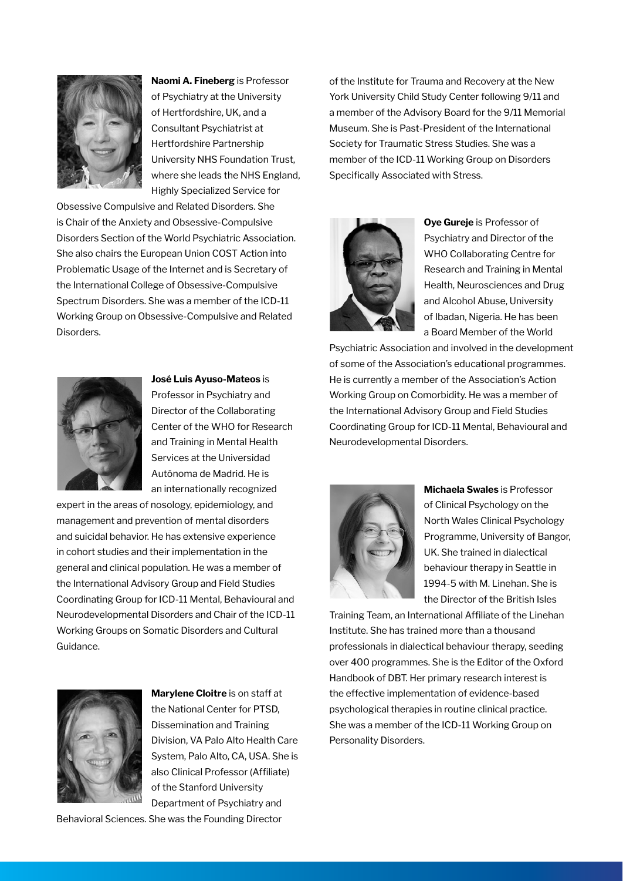**Naomi A. Fineberg** is Professor of Psychiatry at the University of Hertfordshire, UK, and a Consultant Psychiatrist at Hertfordshire Partnership University NHS Foundation Trust, where she leads the NHS England, Highly Specialized Service for Obsessive Compulsive and Related Disorders. She is Chair of the Anxiety and Obsessive-Compulsive Disorders Section of the World Psychiatric Association. She also chairs the European Union COST Action into Problematic Usage of the Internet and is Secretary of the International College of Obsessive-Compulsive Spectrum Disorders. She was a member of the ICD-11 Working Group on Obsessive-Compulsive and Related Disorders.

**José Luis Ayuso-Mateos** is Professor in Psychiatry and Director of the Collaborating Center of the WHO for Research and Training in Mental Health Services at the Universidad Autónoma de Madrid. He is an internationally recognized expert in the areas of nosology, epidemiology, and management and prevention of mental disorders and suicidal behavior. He has extensive experience in cohort studies and their implementation in the general and clinical population. He was a member of the International Advisory Group and Field Studies Coordinating Group for ICD-11 Mental, Behavioural and Neurodevelopmental Disorders and Chair of the ICD-11 Working Groups on Somatic Disorders and Cultural Guidance.

**Marylene Cloitre** is on staff at the National Center for PTSD, Dissemination and Training Division, VA Palo Alto Health Care System, Palo Alto, CA, USA. She is also Clinical Professor (Affiliate) of the Stanford University Department of Psychiatry and Behavioral Sciences. She was the Founding Director of the Institute for Trauma and Recovery at the New York University Child Study Center following 9/11 and a member of the Advisory Board for the 9/11 Memorial Museum. She is Past-President of the International Society for Traumatic Stress Studies. She was a member of the ICD-11 Working Group on Disorders Specifically Associated with Stress.

**Oye Gureje** is Professor of Psychiatry and Director of the WHO Collaborating Centre for Research and Training in Mental Health, Neurosciences and Drug and Alcohol Abuse, University of Ibadan, Nigeria. He has been a Board Member of the World Psychiatric Association and involved in the development of some of the Association's educational programmes. He is currently a member of the Association's Action Working Group on Comorbidity. He was a member of the International Advisory Group and Field Studies Coordinating Group for ICD-11 Mental, Behavioural and Neurodevelopmental Disorders.

**Michaela Swales** is Professor of Clinical Psychology on the North Wales Clinical Psychology Programme, University of Bangor, UK. She trained in dialectical behaviour therapy in Seattle in 1994-5 with M. Linehan. She is the Director of the British Isles Training Team, an International Affiliate of the Linehan Institute. She has trained more than a thousand professionals in dialectical behaviour therapy, seeding over 400 programmes. She is the Editor of the Oxford Handbook of DBT. Her primary research interest is the effective implementation of evidence-based psychological therapies in routine clinical practice. She was a member of the ICD-11 Working Group on Personality Disorders.